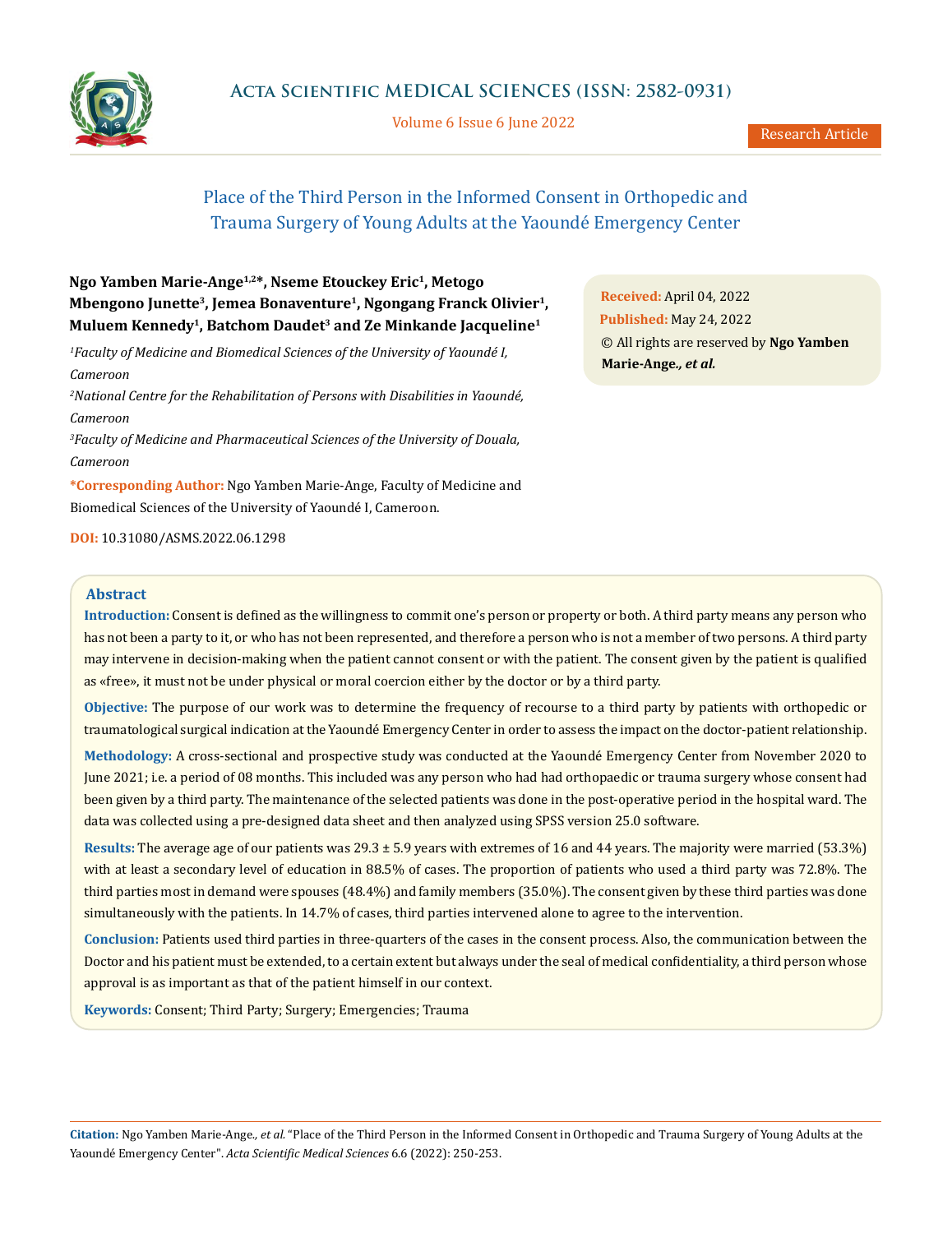# Place of the Third Person in the Informed Consent in Orthopedic and Trauma Surgery of Young Adults at the Yaoundé Emergency Center

**Ngo Yamben Marie-Ange[1,2]*, Nseme Etouckey Eric[1], Metogo Mbengono Junette[3], Jemea Bonaventure[1], Ngongang Franck Olivier[1], Muluem Kennedy[1], Batchom Daudet[3] and Ze Minkande Jacqueline[1]**

*[1]Faculty of Medicine and Biomedical Sciences of the University of Yaoundé I, Cameroon*

*[2]National Centre for the Rehabilitation of Persons with Disabilities in Yaoundé, Cameroon*

*[3]Faculty of Medicine and Pharmaceutical Sciences of the University of Douala, Cameroon*

**\*Corresponding Author:** Ngo Yamben Marie-Ange, Faculty of Medicine and Biomedical Sciences of the University of Yaoundé I, Cameroon.

**DOI:** 10.31080/ASMS.2022.06.1298

**Received:** April 04, 2022
**Published:** May 24, 2022
© All rights are reserved by **Ngo Yamben Marie-Ange*., et al.***

## Abstract

**Introduction:** Consent is defined as the willingness to commit one's person or property or both. A third party means any person who has not been a party to it, or who has not been represented, and therefore a person who is not a member of two persons. A third party may intervene in decision-making when the patient cannot consent or with the patient. The consent given by the patient is qualified as «free», it must not be under physical or moral coercion either by the doctor or by a third party.

**Objective:** The purpose of our work was to determine the frequency of recourse to a third party by patients with orthopedic or traumatological surgical indication at the Yaoundé Emergency Center in order to assess the impact on the doctor-patient relationship.

**Methodology:** A cross-sectional and prospective study was conducted at the Yaoundé Emergency Center from November 2020 to June 2021; i.e. a period of 08 months. This included was any person who had had orthopaedic or trauma surgery whose consent had been given by a third party. The maintenance of the selected patients was done in the post-operative period in the hospital ward. The data was collected using a pre-designed data sheet and then analyzed using SPSS version 25.0 software.

**Results:** The average age of our patients was 29.3 ± 5.9 years with extremes of 16 and 44 years. The majority were married (53.3%) with at least a secondary level of education in 88.5% of cases. The proportion of patients who used a third party was 72.8%. The third parties most in demand were spouses (48.4%) and family members (35.0%). The consent given by these third parties was done simultaneously with the patients. In 14.7% of cases, third parties intervened alone to agree to the intervention.

**Conclusion:** Patients used third parties in three-quarters of the cases in the consent process. Also, the communication between the Doctor and his patient must be extended, to a certain extent but always under the seal of medical confidentiality, a third person whose approval is as important as that of the patient himself in our context.

**Keywords:** Consent; Third Party; Surgery; Emergencies; Trauma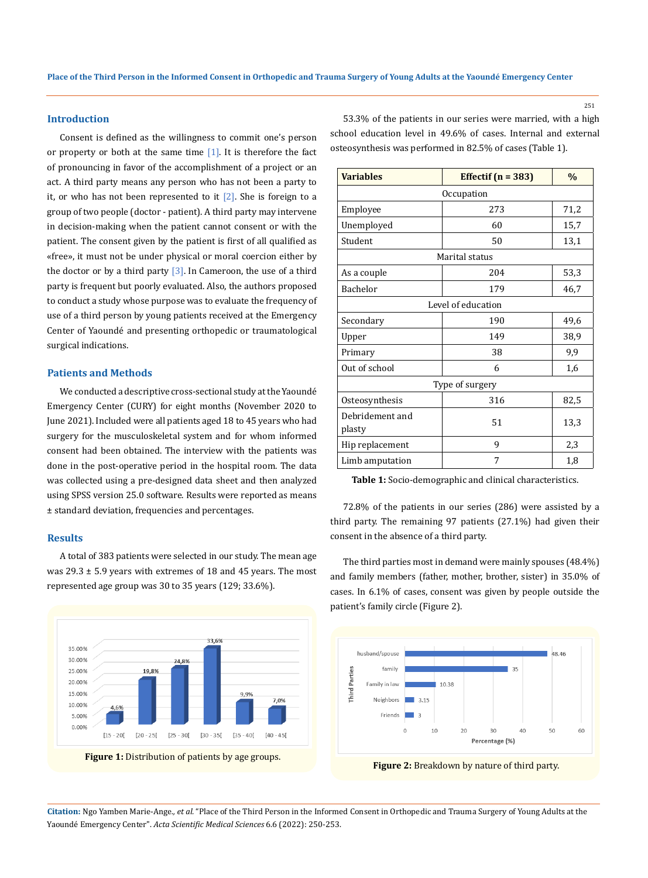## Introduction

Consent is defined as the willingness to commit one's person or property or both at the same time [1]. It is therefore the fact of pronouncing in favor of the accomplishment of a project or an act. A third party means any person who has not been a party to it, or who has not been represented to it [2]. She is foreign to a group of two people (doctor - patient). A third party may intervene in decision-making when the patient cannot consent or with the patient. The consent given by the patient is first of all qualified as «free», it must not be under physical or moral coercion either by the doctor or by a third party [3]. In Cameroon, the use of a third party is frequent but poorly evaluated. Also, the authors proposed to conduct a study whose purpose was to evaluate the frequency of use of a third person by young patients received at the Emergency Center of Yaoundé and presenting orthopedic or traumatological surgical indications.

## Patients and Methods

We conducted a descriptive cross-sectional study at the Yaoundé Emergency Center (CURY) for eight months (November 2020 to June 2021). Included were all patients aged 18 to 45 years who had surgery for the musculoskeletal system and for whom informed consent had been obtained. The interview with the patients was done in the post-operative period in the hospital room. The data was collected using a pre-designed data sheet and then analyzed using SPSS version 25.0 software. Results were reported as means ± standard deviation, frequencies and percentages.

## Results

A total of 383 patients were selected in our study. The mean age was 29.3 ± 5.9 years with extremes of 18 and 45 years. The most represented age group was 30 to 35 years (129; 33.6%).

Figure 1: Distribution of patients by age groups.

53.3% of the patients in our series were married, with a high school education level in 49.6% of cases. Internal and external osteosynthesis was performed in 82.5% of cases (Table 1).

| Variables | Effectif (n = 383) | % |
|---|---|---|
| Occupation | | |
| Employee | 273 | 71,2 |
| Unemployed | 60 | 15,7 |
| Student | 50 | 13,1 |
| Marital status | | |
| As a couple | 204 | 53,3 |
| Bachelor | 179 | 46,7 |
| Level of education | | |
| Secondary | 190 | 49,6 |
| Upper | 149 | 38,9 |
| Primary | 38 | 9,9 |
| Out of school | 6 | 1,6 |
| Type of surgery | | |
| Osteosynthesis | 316 | 82,5 |
| Debridement and plasty | 51 | 13,3 |
| Hip replacement | 9 | 2,3 |
| Limb amputation | 7 | 1,8 |

**Table 1:** Socio-demographic and clinical characteristics.

72.8% of the patients in our series (286) were assisted by a third party. The remaining 97 patients (27.1%) had given their consent in the absence of a third party.

The third parties most in demand were mainly spouses (48.4%) and family members (father, mother, brother, sister) in 35.0% of cases. In 6.1% of cases, consent was given by people outside the patient's family circle (Figure 2).

Figure 2: Breakdown by nature of third party.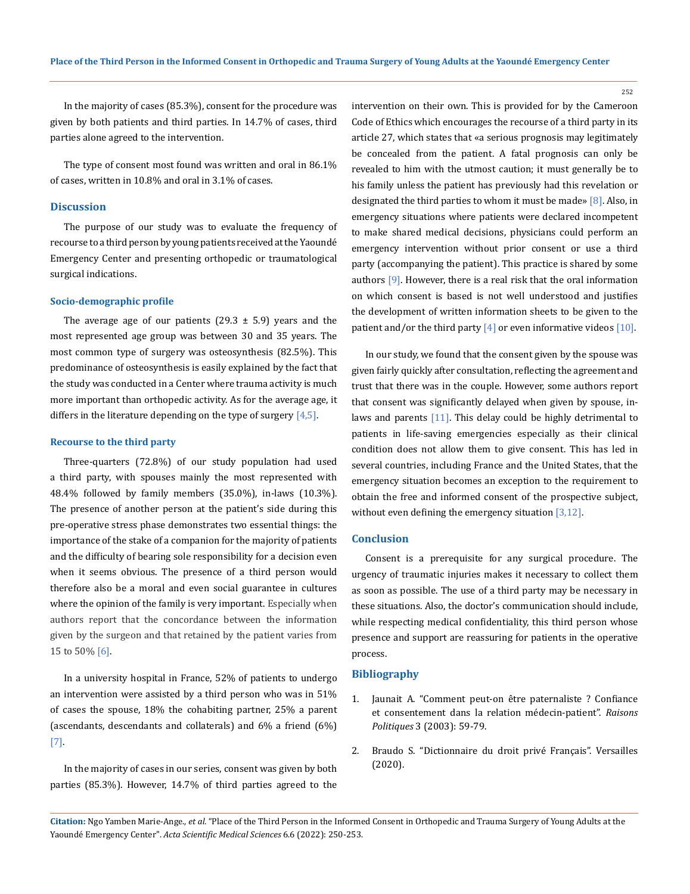In the majority of cases (85.3%), consent for the procedure was given by both patients and third parties. In 14.7% of cases, third parties alone agreed to the intervention.

The type of consent most found was written and oral in 86.1% of cases, written in 10.8% and oral in 3.1% of cases.

## Discussion

The purpose of our study was to evaluate the frequency of recourse to a third person by young patients received at the Yaoundé Emergency Center and presenting orthopedic or traumatological surgical indications.

### Socio-demographic profile

The average age of our patients (29.3 ± 5.9) years and the most represented age group was between 30 and 35 years. The most common type of surgery was osteosynthesis (82.5%). This predominance of osteosynthesis is easily explained by the fact that the study was conducted in a Center where trauma activity is much more important than orthopedic activity. As for the average age, it differs in the literature depending on the type of surgery [4,5].

### Recourse to the third party

Three-quarters (72.8%) of our study population had used a third party, with spouses mainly the most represented with 48.4% followed by family members (35.0%), in-laws (10.3%). The presence of another person at the patient's side during this pre-operative stress phase demonstrates two essential things: the importance of the stake of a companion for the majority of patients and the difficulty of bearing sole responsibility for a decision even when it seems obvious. The presence of a third person would therefore also be a moral and even social guarantee in cultures where the opinion of the family is very important. Especially when authors report that the concordance between the information given by the surgeon and that retained by the patient varies from 15 to 50% [6].

In a university hospital in France, 52% of patients to undergo an intervention were assisted by a third person who was in 51% of cases the spouse, 18% the cohabiting partner, 25% a parent (ascendants, descendants and collaterals) and 6% a friend (6%) [7].

In the majority of cases in our series, consent was given by both parties (85.3%). However, 14.7% of third parties agreed to the intervention on their own. This is provided for by the Cameroon Code of Ethics which encourages the recourse of a third party in its article 27, which states that «a serious prognosis may legitimately be concealed from the patient. A fatal prognosis can only be revealed to him with the utmost caution; it must generally be to his family unless the patient has previously had this revelation or designated the third parties to whom it must be made» [8]. Also, in emergency situations where patients were declared incompetent to make shared medical decisions, physicians could perform an emergency intervention without prior consent or use a third party (accompanying the patient). This practice is shared by some authors [9]. However, there is a real risk that the oral information on which consent is based is not well understood and justifies the development of written information sheets to be given to the patient and/or the third party [4] or even informative videos [10].

In our study, we found that the consent given by the spouse was given fairly quickly after consultation, reflecting the agreement and trust that there was in the couple. However, some authors report that consent was significantly delayed when given by spouse, in-laws and parents [11]. This delay could be highly detrimental to patients in life-saving emergencies especially as their clinical condition does not allow them to give consent. This has led in several countries, including France and the United States, that the emergency situation becomes an exception to the requirement to obtain the free and informed consent of the prospective subject, without even defining the emergency situation [3,12].

## Conclusion

Consent is a prerequisite for any surgical procedure. The urgency of traumatic injuries makes it necessary to collect them as soon as possible. The use of a third party may be necessary in these situations. Also, the doctor's communication should include, while respecting medical confidentiality, this third person whose presence and support are reassuring for patients in the operative process.

## Bibliography

1. Jaunait A. "Comment peut-on être paternaliste ? Confiance et consentement dans la relation médecin-patient". *Raisons Politiques* 3 (2003): 59-79.
2. Braudo S. "Dictionnaire du droit privé Français". Versailles (2020).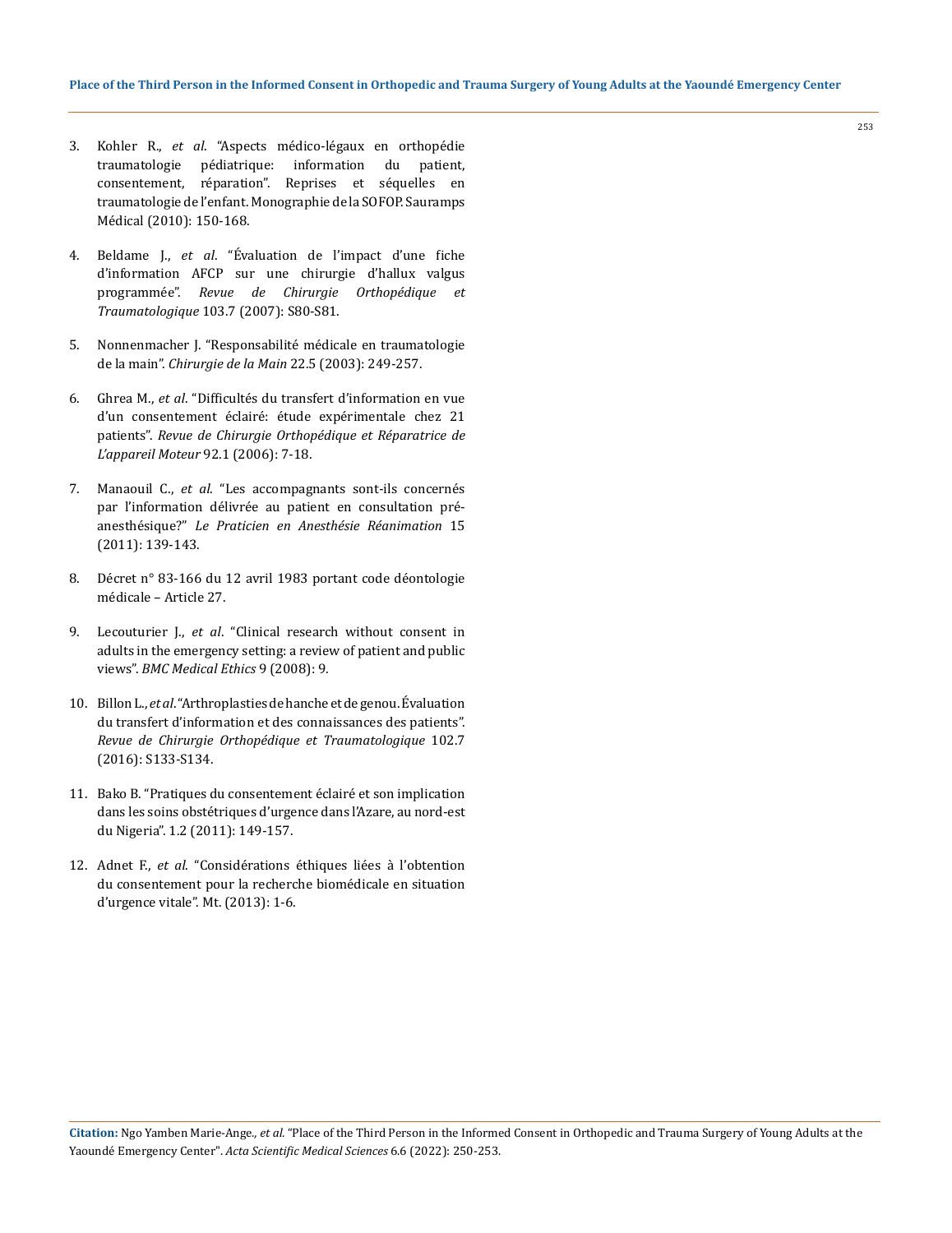3. Kohler R., *et al*. "Aspects médico-légaux en orthopédie traumatologie pédiatrique: information du patient, consentement, réparation". Reprises et séquelles en traumatologie de l'enfant. Monographie de la SOFOP. Sauramps Médical (2010): 150-168.

4. Beldame J., *et al*. "Évaluation de l'impact d'une fiche d'information AFCP sur une chirurgie d'hallux valgus programmée". *Revue de Chirurgie Orthopédique et Traumatologique* 103.7 (2007): S80-S81.

5. Nonnenmacher J. "Responsabilité médicale en traumatologie de la main". *Chirurgie de la Main* 22.5 (2003): 249-257.

6. Ghrea M., *et al*. "Difficultés du transfert d'information en vue d'un consentement éclairé: étude expérimentale chez 21 patients". *Revue de Chirurgie Orthopédique et Réparatrice de L'appareil Moteur* 92.1 (2006): 7-18.

7. Manaouil C., *et al*. "Les accompagnants sont-ils concernés par l'information délivrée au patient en consultation pré-anesthésique?" *Le Praticien en Anesthésie Réanimation* 15 (2011): 139-143.

8. Décret n° 83-166 du 12 avril 1983 portant code déontologie médicale – Article 27.

9. Lecouturier J., *et al*. "Clinical research without consent in adults in the emergency setting: a review of patient and public views". *BMC Medical Ethics* 9 (2008): 9.

10. Billon L., *et al*. "Arthroplasties de hanche et de genou. Évaluation du transfert d'information et des connaissances des patients". *Revue de Chirurgie Orthopédique et Traumatologique* 102.7 (2016): S133-S134.

11. Bako B. "Pratiques du consentement éclairé et son implication dans les soins obstétriques d'urgence dans l'Azare, au nord-est du Nigeria". 1.2 (2011): 149-157.

12. Adnet F., *et al*. "Considérations éthiques liées à l'obtention du consentement pour la recherche biomédicale en situation d'urgence vitale". Mt. (2013): 1-6.